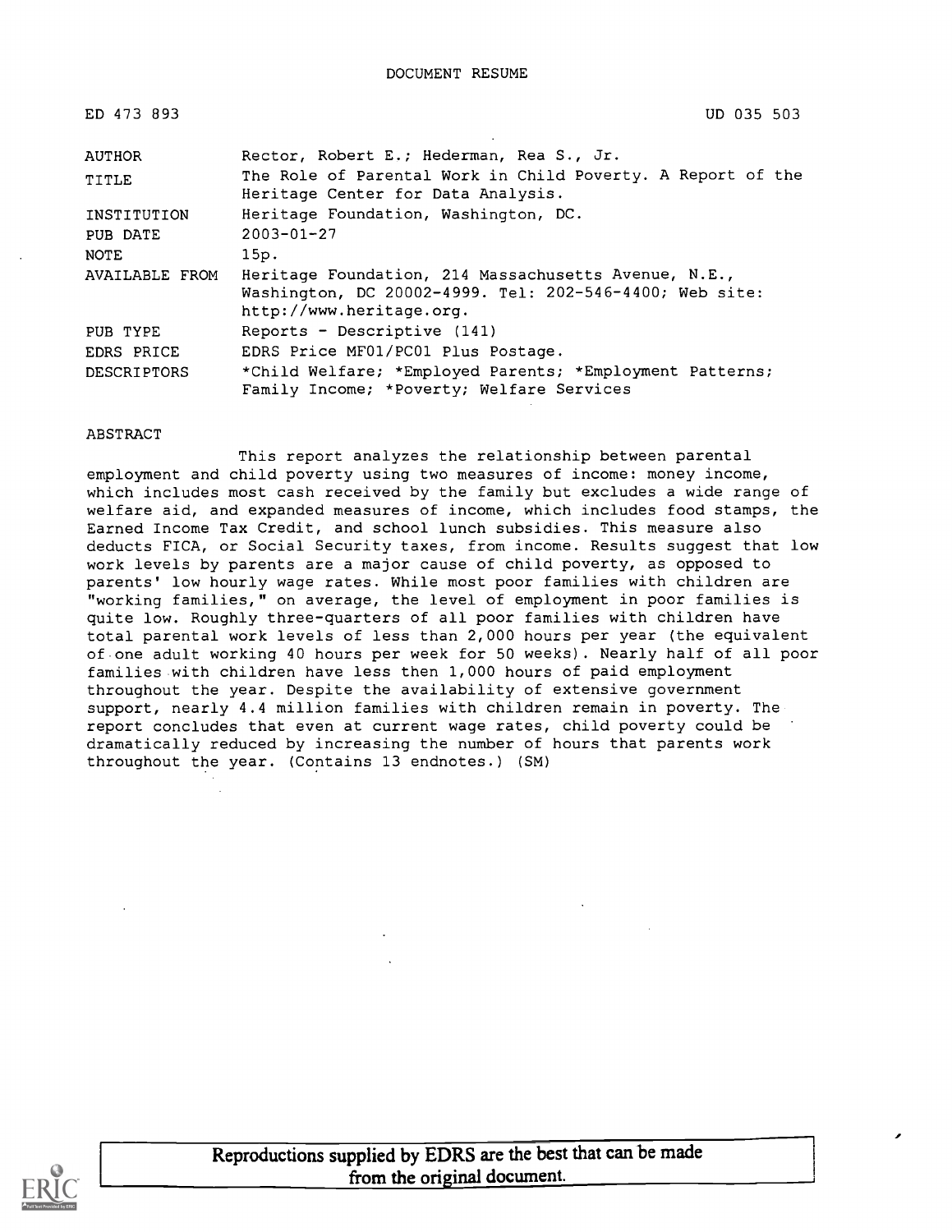DOCUMENT RESUME

ED 473 893 UD 035 503

| | |
|---|---|
| AUTHOR | Rector, Robert E.; Hederman, Rea S., Jr. |
| TITLE | The Role of Parental Work in Child Poverty. A Report of the Heritage Center for Data Analysis. |
| INSTITUTION | Heritage Foundation, Washington, DC. |
| PUB DATE | 2003-01-27 |
| NOTE | 15p. |
| AVAILABLE FROM | Heritage Foundation, 214 Massachusetts Avenue, N.E., Washington, DC 20002-4999. Tel: 202-546-4400; Web site: http://www.heritage.org. |
| PUB TYPE | Reports - Descriptive (141) |
| EDRS PRICE | EDRS Price MF01/PC01 Plus Postage. |
| DESCRIPTORS | *Child Welfare; *Employed Parents; *Employment Patterns; Family Income; *Poverty; Welfare Services |

ABSTRACT

This report analyzes the relationship between parental employment and child poverty using two measures of income: money income, which includes most cash received by the family but excludes a wide range of welfare aid, and expanded measures of income, which includes food stamps, the Earned Income Tax Credit, and school lunch subsidies. This measure also deducts FICA, or Social Security taxes, from income. Results suggest that low work levels by parents are a major cause of child poverty, as opposed to parents' low hourly wage rates. While most poor families with children are "working families," on average, the level of employment in poor families is quite low. Roughly three-quarters of all poor families with children have total parental work levels of less than 2,000 hours per year (the equivalent of one adult working 40 hours per week for 50 weeks). Nearly half of all poor families with children have less then 1,000 hours of paid employment throughout the year. Despite the availability of extensive government support, nearly 4.4 million families with children remain in poverty. The report concludes that even at current wage rates, child poverty could be dramatically reduced by increasing the number of hours that parents work throughout the year. (Contains 13 endnotes.) (SM)

Reproductions supplied by EDRS are the best that can be made from the original document.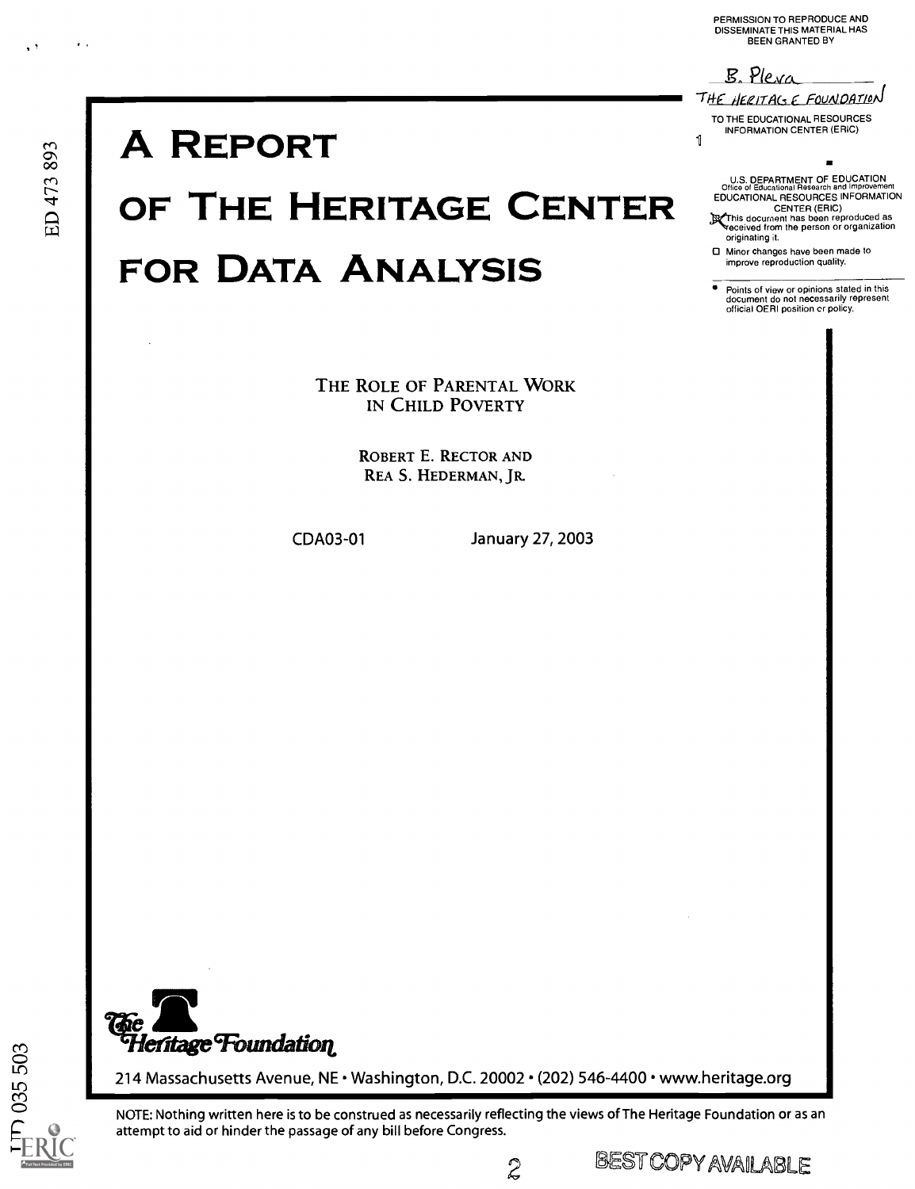PERMISSION TO REPRODUCE AND DISSEMINATE THIS MATERIAL HAS BEEN GRANTED BY

B. Pleva
THE HERITAGE FOUNDATION

TO THE EDUCATIONAL RESOURCES INFORMATION CENTER (ERIC)

U.S. DEPARTMENT OF EDUCATION
Office of Educational Research and Improvement
EDUCATIONAL RESOURCES INFORMATION CENTER (ERIC)

- This document has been reproduced as received from the person or organization originating it.
- Minor changes have been made to improve reproduction quality.

- Points of view or opinions stated in this document do not necessarily represent official OERI position or policy.

ED 473 893

# A Report of The Heritage Center for Data Analysis

THE ROLE OF PARENTAL WORK IN CHILD POVERTY

ROBERT E. RECTOR AND
REA S. HEDERMAN, JR.

CDA03-01 January 27, 2003

The Heritage Foundation

214 Massachusetts Avenue, NE • Washington, D.C. 20002 • (202) 546-4400 • www.heritage.org

NOTE: Nothing written here is to be construed as necessarily reflecting the views of The Heritage Foundation or as an attempt to aid or hinder the passage of any bill before Congress.

UD 035 503

BEST COPY AVAILABLE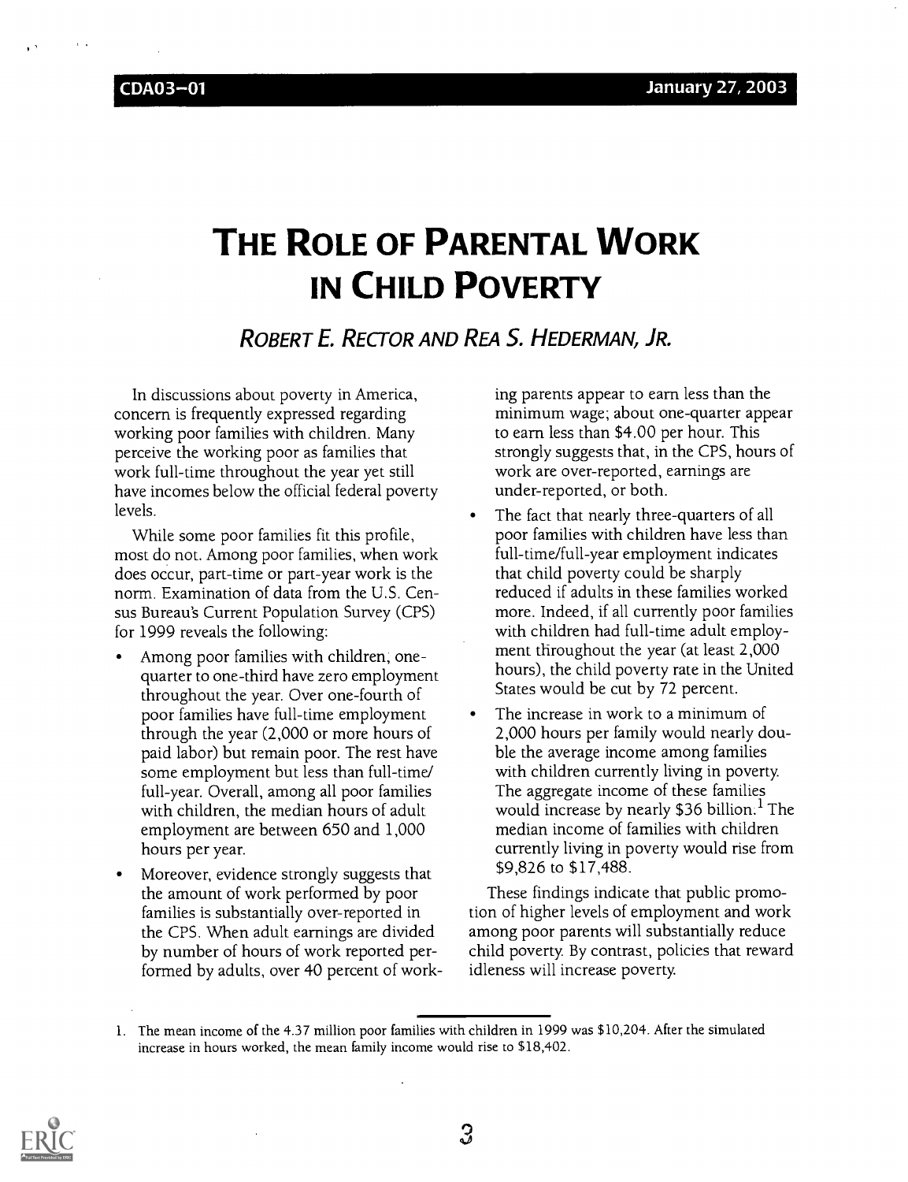CDA03–01 January 27, 2003

# The Role of Parental Work in Child Poverty

## *Robert E. Rector and Rea S. Hederman, Jr.*

In discussions about poverty in America, concern is frequently expressed regarding working poor families with children. Many perceive the working poor as families that work full-time throughout the year yet still have incomes below the official federal poverty levels.

While some poor families fit this profile, most do not. Among poor families, when work does occur, part-time or part-year work is the norm. Examination of data from the U.S. Census Bureau's Current Population Survey (CPS) for 1999 reveals the following:

- Among poor families with children, one-quarter to one-third have zero employment throughout the year. Over one-fourth of poor families have full-time employment through the year (2,000 or more hours of paid labor) but remain poor. The rest have some employment but less than full-time/full-year. Overall, among all poor families with children, the median hours of adult employment are between 650 and 1,000 hours per year.
- Moreover, evidence strongly suggests that the amount of work performed by poor families is substantially over-reported in the CPS. When adult earnings are divided by number of hours of work reported performed by adults, over 40 percent of working parents appear to earn less than the minimum wage; about one-quarter appear to earn less than $4.00 per hour. This strongly suggests that, in the CPS, hours of work are over-reported, earnings are under-reported, or both.
- The fact that nearly three-quarters of all poor families with children have less than full-time/full-year employment indicates that child poverty could be sharply reduced if adults in these families worked more. Indeed, if all currently poor families with children had full-time adult employment throughout the year (at least 2,000 hours), the child poverty rate in the United States would be cut by 72 percent.
- The increase in work to a minimum of 2,000 hours per family would nearly double the average income among families with children currently living in poverty. The aggregate income of these families would increase by nearly $36 billion.[1] The median income of families with children currently living in poverty would rise from $9,826 to $17,488.

These findings indicate that public promotion of higher levels of employment and work among poor parents will substantially reduce child poverty. By contrast, policies that reward idleness will increase poverty.

1. The mean income of the 4.37 million poor families with children in 1999 was $10,204. After the simulated increase in hours worked, the mean family income would rise to $18,402.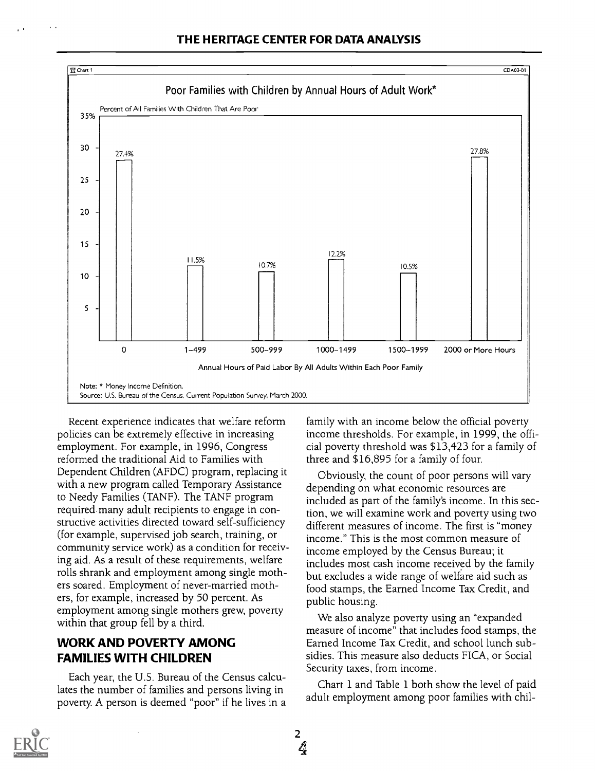Chart 1 — CDA03-01

**Poor Families with Children by Annual Hours of Adult Work***

Percent of All Families With Children That Are Poor

| Annual Hours of Paid Labor By All Adults Within Each Poor Family | Percent |
|---|---|
| 0 | 27.4% |
| 1–499 | 11.5% |
| 500–999 | 10.7% |
| 1000–1499 | 12.2% |
| 1500–1999 | 10.5% |
| 2000 or More Hours | 27.8% |

Note: * Money Income Definition.
Source: U.S. Bureau of the Census, Current Population Survey, March 2000.

Recent experience indicates that welfare reform policies can be extremely effective in increasing employment. For example, in 1996, Congress reformed the traditional Aid to Families with Dependent Children (AFDC) program, replacing it with a new program called Temporary Assistance to Needy Families (TANF). The TANF program required many adult recipients to engage in constructive activities directed toward self-sufficiency (for example, supervised job search, training, or community service work) as a condition for receiving aid. As a result of these requirements, welfare rolls shrank and employment among single mothers soared. Employment of never-married mothers, for example, increased by 50 percent. As employment among single mothers grew, poverty within that group fell by a third.

## WORK AND POVERTY AMONG FAMILIES WITH CHILDREN

Each year, the U.S. Bureau of the Census calculates the number of families and persons living in poverty. A person is deemed "poor" if he lives in a family with an income below the official poverty income thresholds. For example, in 1999, the official poverty threshold was $13,423 for a family of three and $16,895 for a family of four.

Obviously, the count of poor persons will vary depending on what economic resources are included as part of the family's income. In this section, we will examine work and poverty using two different measures of income. The first is "money income." This is the most common measure of income employed by the Census Bureau; it includes most cash income received by the family but excludes a wide range of welfare aid such as food stamps, the Earned Income Tax Credit, and public housing.

We also analyze poverty using an "expanded measure of income" that includes food stamps, the Earned Income Tax Credit, and school lunch subsidies. This measure also deducts FICA, or Social Security taxes, from income.

Chart 1 and Table 1 both show the level of paid adult employment among poor families with chil-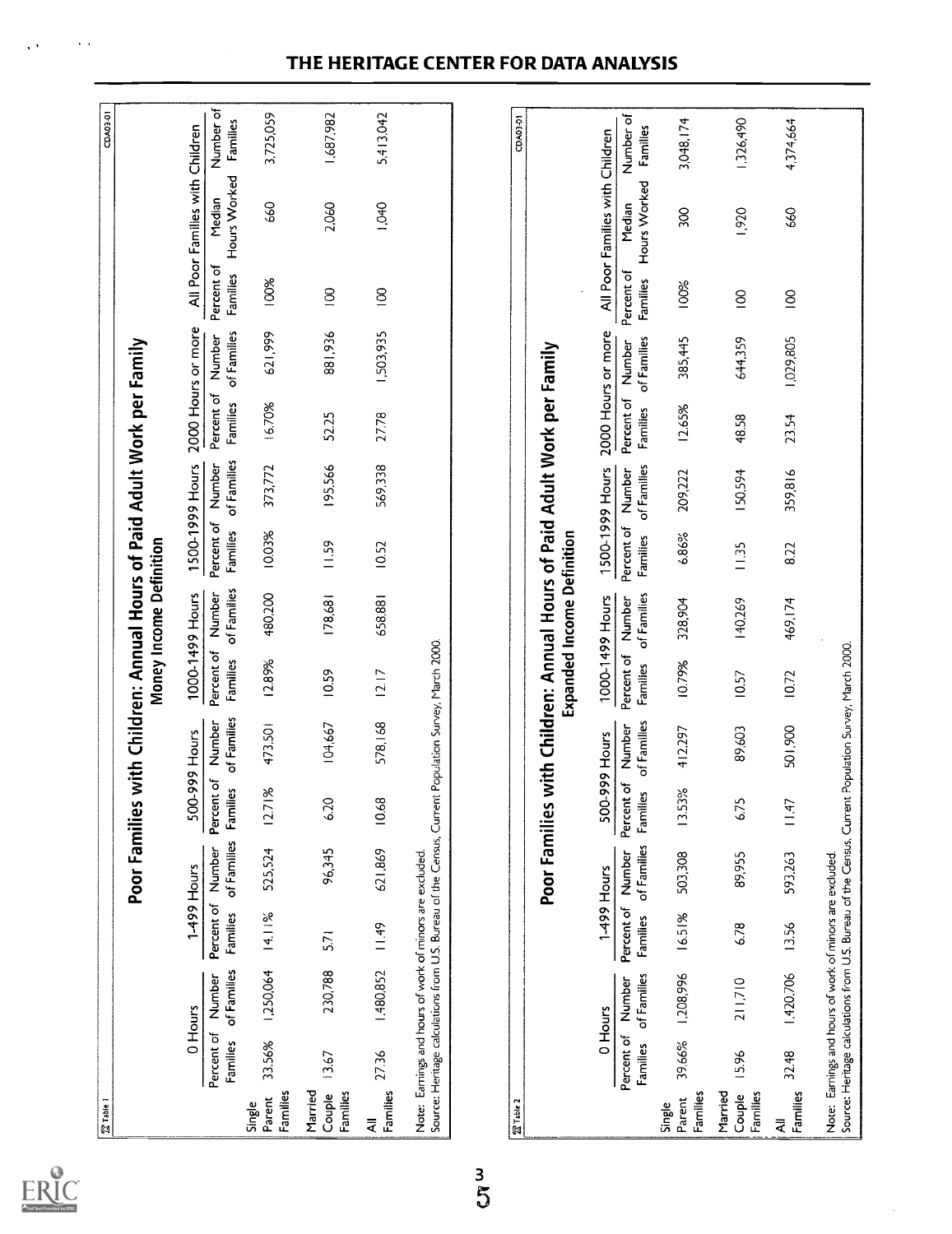Table 1 CDA03-01

## Poor Families with Children: Annual Hours of Paid Adult Work per Family

### Money Income Definition

| | 0 Hours | | 1-499 Hours | | 500-999 Hours | | 1000-1499 Hours | | 1500-1999 Hours | | 2000 Hours or more | | All Poor Families with Children | | |
|---|---|---|---|---|---|---|---|---|---|---|---|---|---|---|---|
| | Percent of Families | Number of Families | Percent of Families | Number of Families | Percent of Families | Number of Families | Percent of Families | Number of Families | Percent of Families | Number of Families | Percent of Families | Number of Families | Percent of Families | Median Hours Worked | Number of Families |
| Single Parent Families | 33.56% | 1,250,064 | 14.11% | 525,524 | 12.71% | 473,501 | 12.89% | 480,200 | 10.03% | 373,772 | 16.70% | 621,999 | 100% | 660 | 3,725,059 |
| Married Couple Families | 13.67 | 230,788 | 5.71 | 96,345 | 6.20 | 104,667 | 10.59 | 178,681 | 11.59 | 195,566 | 52.25 | 881,936 | 100 | 2,060 | 1,687,982 |
| All Families | 27.36 | 1,480,852 | 11.49 | 621,869 | 10.68 | 578,168 | 12.17 | 658,881 | 10.52 | 569,338 | 27.78 | 1,503,935 | 100 | 1,040 | 5,413,042 |

Note: Earnings and hours of work of minors are excluded.
Source: Heritage calculations from U.S. Bureau of the Census, Current Population Survey, March 2000.

Table 2 CDA03-01

## Poor Families with Children: Annual Hours of Paid Adult Work per Family

### Expanded Income Definition

| | 0 Hours | | 1-499 Hours | | 500-999 Hours | | 1000-1499 Hours | | 1500-1999 Hours | | 2000 Hours or more | | All Poor Families with Children | | |
|---|---|---|---|---|---|---|---|---|---|---|---|---|---|---|---|
| | Percent of Families | Number of Families | Percent of Families | Number of Families | Percent of Families | Number of Families | Percent of Families | Number of Families | Percent of Families | Number of Families | Percent of Families | Number of Families | Percent of Families | Median Hours Worked | Number of Families |
| Single Parent Families | 39.66% | 1,208,996 | 16.51% | 503,308 | 13.53% | 412,297 | 10.79% | 328,904 | 6.86% | 209,222 | 12.65% | 385,445 | 100% | 300 | 3,048,174 |
| Married Couple Families | 15.96 | 211,710 | 6.78 | 89,955 | 6.75 | 89,603 | 10.57 | 140,269 | 11.35 | 150,594 | 48.58 | 644,359 | 100 | 1,920 | 1,326,490 |
| All Families | 32.48 | 1,420,706 | 13.56 | 593,263 | 11.47 | 501,900 | 10.72 | 469,174 | 8.22 | 359,816 | 23.54 | 1,029,805 | 100 | 660 | 4,374,664 |

Note: Earnings and hours of work of minors are excluded.
Source: Heritage calculations from U.S. Bureau of the Census, Current Population Survey, March 2000.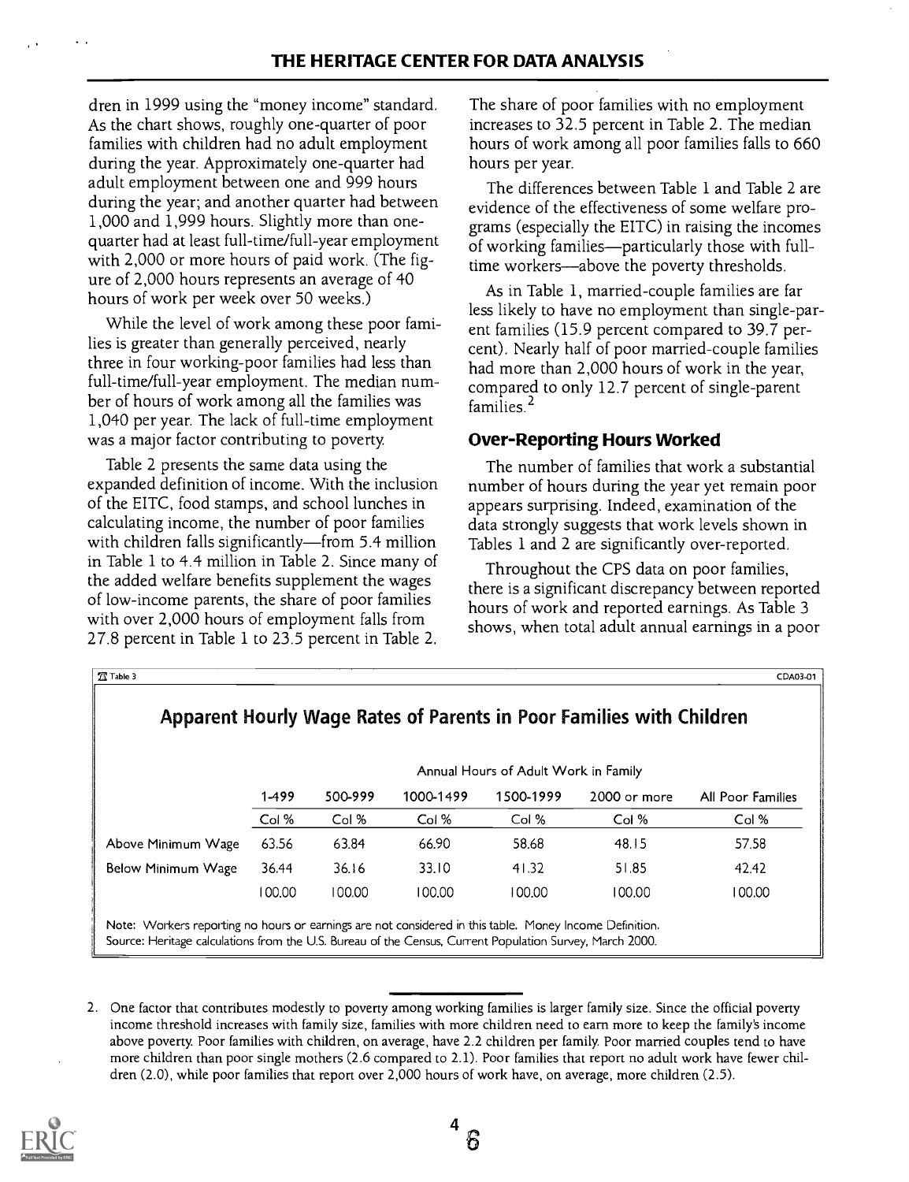dren in 1999 using the "money income" standard. As the chart shows, roughly one-quarter of poor families with children had no adult employment during the year. Approximately one-quarter had adult employment between one and 999 hours during the year; and another quarter had between 1,000 and 1,999 hours. Slightly more than one-quarter had at least full-time/full-year employment with 2,000 or more hours of paid work. (The figure of 2,000 hours represents an average of 40 hours of work per week over 50 weeks.)

While the level of work among these poor families is greater than generally perceived, nearly three in four working-poor families had less than full-time/full-year employment. The median number of hours of work among all the families was 1,040 per year. The lack of full-time employment was a major factor contributing to poverty.

Table 2 presents the same data using the expanded definition of income. With the inclusion of the EITC, food stamps, and school lunches in calculating income, the number of poor families with children falls significantly—from 5.4 million in Table 1 to 4.4 million in Table 2. Since many of the added welfare benefits supplement the wages of low-income parents, the share of poor families with over 2,000 hours of employment falls from 27.8 percent in Table 1 to 23.5 percent in Table 2. The share of poor families with no employment increases to 32.5 percent in Table 2. The median hours of work among all poor families falls to 660 hours per year.

The differences between Table 1 and Table 2 are evidence of the effectiveness of some welfare programs (especially the EITC) in raising the incomes of working families—particularly those with full-time workers—above the poverty thresholds.

As in Table 1, married-couple families are far less likely to have no employment than single-parent families (15.9 percent compared to 39.7 percent). Nearly half of poor married-couple families had more than 2,000 hours of work in the year, compared to only 12.7 percent of single-parent families.[2]

## Over-Reporting Hours Worked

The number of families that work a substantial number of hours during the year yet remain poor appears surprising. Indeed, examination of the data strongly suggests that work levels shown in Tables 1 and 2 are significantly over-reported.

Throughout the CPS data on poor families, there is a significant discrepancy between reported hours of work and reported earnings. As Table 3 shows, when total adult annual earnings in a poor

Table 3 CDA03-01

### Apparent Hourly Wage Rates of Parents in Poor Families with Children

| | Annual Hours of Adult Work in Family | | | | | |
|---|---|---|---|---|---|---|
| | 1-499 | 500-999 | 1000-1499 | 1500-1999 | 2000 or more | All Poor Families |
| | Col % | Col % | Col % | Col % | Col % | Col % |
| Above Minimum Wage | 63.56 | 63.84 | 66.90 | 58.68 | 48.15 | 57.58 |
| Below Minimum Wage | 36.44 | 36.16 | 33.10 | 41.32 | 51.85 | 42.42 |
| | 100.00 | 100.00 | 100.00 | 100.00 | 100.00 | 100.00 |

Note: Workers reporting no hours or earnings are not considered in this table. Money Income Definition.
Source: Heritage calculations from the U.S. Bureau of the Census, Current Population Survey, March 2000.

2. One factor that contributes modestly to poverty among working families is larger family size. Since the official poverty income threshold increases with family size, families with more children need to earn more to keep the family's income above poverty. Poor families with children, on average, have 2.2 children per family. Poor married couples tend to have more children than poor single mothers (2.6 compared to 2.1). Poor families that report no adult work have fewer children (2.0), while poor families that report over 2,000 hours of work have, on average, more children (2.5).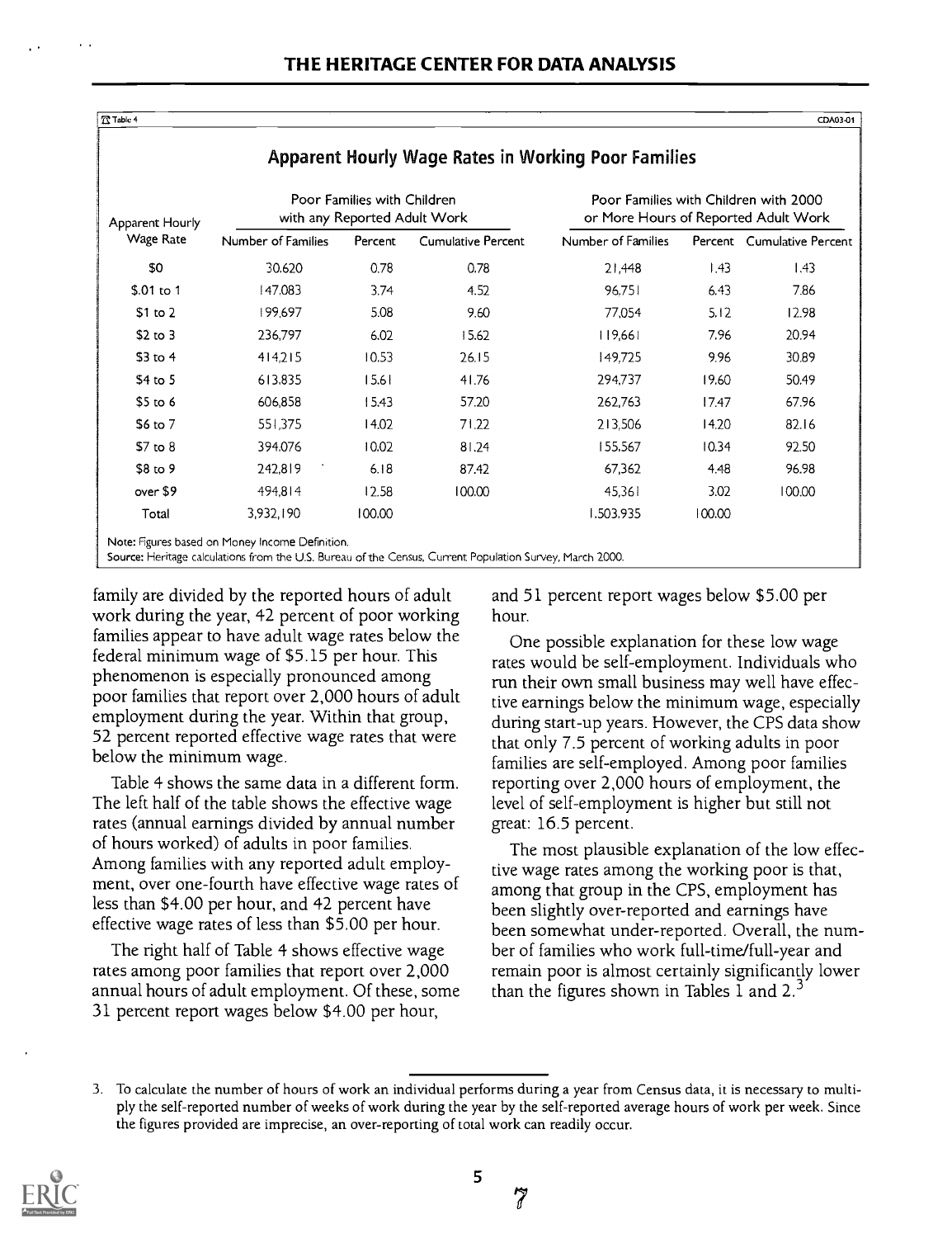Table 4 CDA03-01

## Apparent Hourly Wage Rates in Working Poor Families

| Apparent Hourly Wage Rate | Poor Families with Children with any Reported Adult Work | | | Poor Families with Children with 2000 or More Hours of Reported Adult Work | | |
|---|---|---|---|---|---|---|
| | Number of Families | Percent | Cumulative Percent | Number of Families | Percent | Cumulative Percent |
| $0 | 30,620 | 0.78 | 0.78 | 21,448 | 1.43 | 1.43 |
| $.01 to 1 | 147,083 | 3.74 | 4.52 | 96,751 | 6.43 | 7.86 |
| $1 to 2 | 199,697 | 5.08 | 9.60 | 77,054 | 5.12 | 12.98 |
| $2 to 3 | 236,797 | 6.02 | 15.62 | 119,661 | 7.96 | 20.94 |
| $3 to 4 | 414,215 | 10.53 | 26.15 | 149,725 | 9.96 | 30.89 |
| $4 to 5 | 613,835 | 15.61 | 41.76 | 294,737 | 19.60 | 50.49 |
| $5 to 6 | 606,858 | 15.43 | 57.20 | 262,763 | 17.47 | 67.96 |
| $6 to 7 | 551,375 | 14.02 | 71.22 | 213,506 | 14.20 | 82.16 |
| $7 to 8 | 394,076 | 10.02 | 81.24 | 155,567 | 10.34 | 92.50 |
| $8 to 9 | 242,819 | 6.18 | 87.42 | 67,362 | 4.48 | 96.98 |
| over $9 | 494,814 | 12.58 | 100.00 | 45,361 | 3.02 | 100.00 |
| Total | 3,932,190 | 100.00 | | 1,503,935 | 100.00 | |

Note: Figures based on Money Income Definition.
Source: Heritage calculations from the U.S. Bureau of the Census, Current Population Survey, March 2000.

family are divided by the reported hours of adult work during the year, 42 percent of poor working families appear to have adult wage rates below the federal minimum wage of $5.15 per hour. This phenomenon is especially pronounced among poor families that report over 2,000 hours of adult employment during the year. Within that group, 52 percent reported effective wage rates that were below the minimum wage.

Table 4 shows the same data in a different form. The left half of the table shows the effective wage rates (annual earnings divided by annual number of hours worked) of adults in poor families. Among families with any reported adult employment, over one-fourth have effective wage rates of less than $4.00 per hour, and 42 percent have effective wage rates of less than $5.00 per hour.

The right half of Table 4 shows effective wage rates among poor families that report over 2,000 annual hours of adult employment. Of these, some 31 percent report wages below $4.00 per hour, and 51 percent report wages below $5.00 per hour.

One possible explanation for these low wage rates would be self-employment. Individuals who run their own small business may well have effective earnings below the minimum wage, especially during start-up years. However, the CPS data show that only 7.5 percent of working adults in poor families are self-employed. Among poor families reporting over 2,000 hours of employment, the level of self-employment is higher but still not great: 16.5 percent.

The most plausible explanation of the low effective wage rates among the working poor is that, among that group in the CPS, employment has been slightly over-reported and earnings have been somewhat under-reported. Overall, the number of families who work full-time/full-year and remain poor is almost certainly significantly lower than the figures shown in Tables 1 and 2.[3]

3. To calculate the number of hours of work an individual performs during a year from Census data, it is necessary to multiply the self-reported number of weeks of work during the year by the self-reported average hours of work per week. Since the figures provided are imprecise, an over-reporting of total work can readily occur.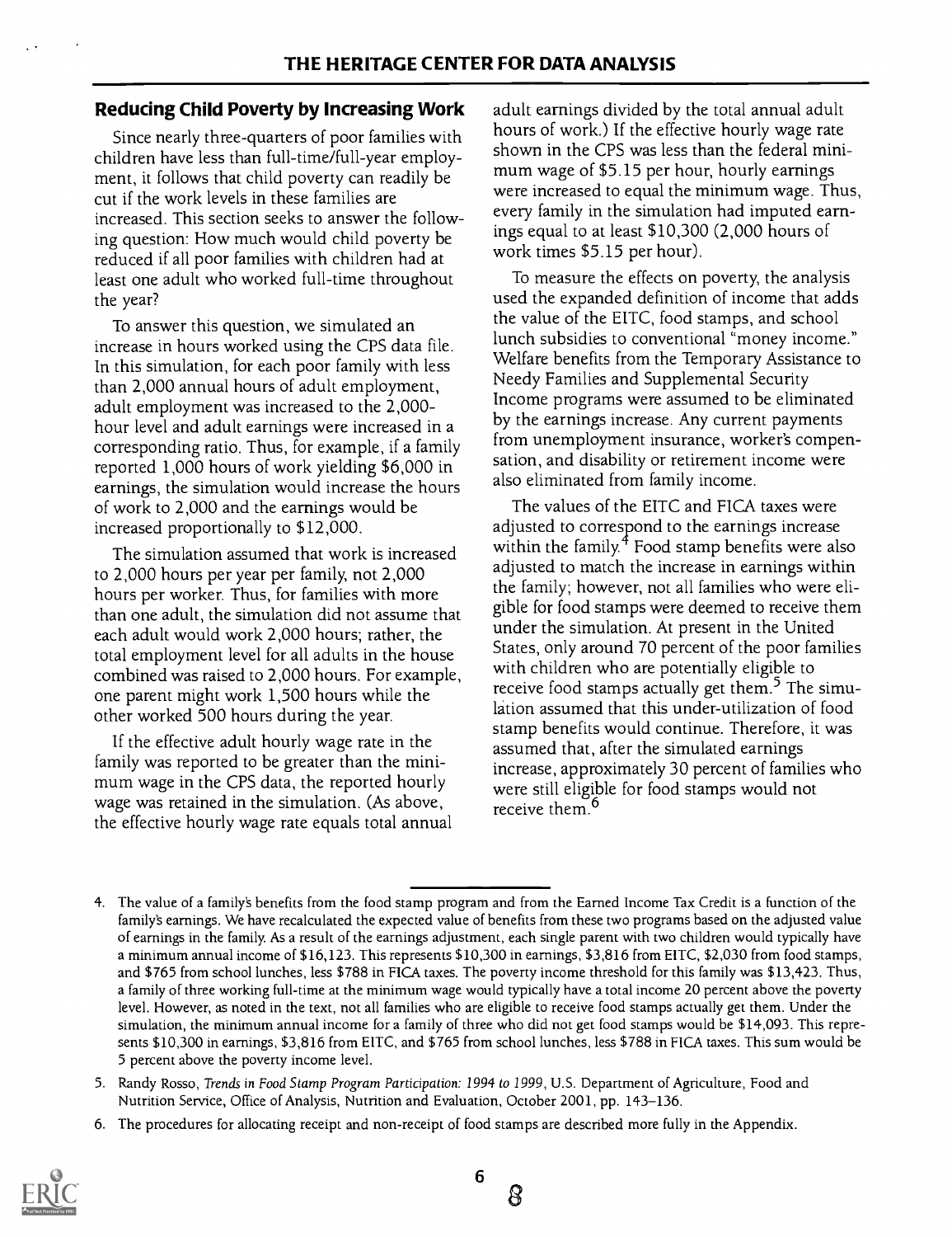## Reducing Child Poverty by Increasing Work

Since nearly three-quarters of poor families with children have less than full-time/full-year employment, it follows that child poverty can readily be cut if the work levels in these families are increased. This section seeks to answer the following question: How much would child poverty be reduced if all poor families with children had at least one adult who worked full-time throughout the year?

To answer this question, we simulated an increase in hours worked using the CPS data file. In this simulation, for each poor family with less than 2,000 annual hours of adult employment, adult employment was increased to the 2,000-hour level and adult earnings were increased in a corresponding ratio. Thus, for example, if a family reported 1,000 hours of work yielding $6,000 in earnings, the simulation would increase the hours of work to 2,000 and the earnings would be increased proportionally to $12,000.

The simulation assumed that work is increased to 2,000 hours per year per family, not 2,000 hours per worker. Thus, for families with more than one adult, the simulation did not assume that each adult would work 2,000 hours; rather, the total employment level for all adults in the house combined was raised to 2,000 hours. For example, one parent might work 1,500 hours while the other worked 500 hours during the year.

If the effective adult hourly wage rate in the family was reported to be greater than the minimum wage in the CPS data, the reported hourly wage was retained in the simulation. (As above, the effective hourly wage rate equals total annual adult earnings divided by the total annual adult hours of work.) If the effective hourly wage rate shown in the CPS was less than the federal minimum wage of $5.15 per hour, hourly earnings were increased to equal the minimum wage. Thus, every family in the simulation had imputed earnings equal to at least $10,300 (2,000 hours of work times $5.15 per hour).

To measure the effects on poverty, the analysis used the expanded definition of income that adds the value of the EITC, food stamps, and school lunch subsidies to conventional "money income." Welfare benefits from the Temporary Assistance to Needy Families and Supplemental Security Income programs were assumed to be eliminated by the earnings increase. Any current payments from unemployment insurance, worker's compensation, and disability or retirement income were also eliminated from family income.

The values of the EITC and FICA taxes were adjusted to correspond to the earnings increase within the family.[4] Food stamp benefits were also adjusted to match the increase in earnings within the family; however, not all families who were eligible for food stamps were deemed to receive them under the simulation. At present in the United States, only around 70 percent of the poor families with children who are potentially eligible to receive food stamps actually get them.[5] The simulation assumed that this under-utilization of food stamp benefits would continue. Therefore, it was assumed that, after the simulated earnings increase, approximately 30 percent of families who were still eligible for food stamps would not receive them.[6]

---

4. The value of a family's benefits from the food stamp program and from the Earned Income Tax Credit is a function of the family's earnings. We have recalculated the expected value of benefits from these two programs based on the adjusted value of earnings in the family. As a result of the earnings adjustment, each single parent with two children would typically have a minimum annual income of $16,123. This represents $10,300 in earnings, $3,816 from EITC, $2,030 from food stamps, and $765 from school lunches, less $788 in FICA taxes. The poverty income threshold for this family was $13,423. Thus, a family of three working full-time at the minimum wage would typically have a total income 20 percent above the poverty level. However, as noted in the text, not all families who are eligible to receive food stamps actually get them. Under the simulation, the minimum annual income for a family of three who did not get food stamps would be $14,093. This represents $10,300 in earnings, $3,816 from EITC, and $765 from school lunches, less $788 in FICA taxes. This sum would be 5 percent above the poverty income level.

5. Randy Rosso, *Trends in Food Stamp Program Participation: 1994 to 1999*, U.S. Department of Agriculture, Food and Nutrition Service, Office of Analysis, Nutrition and Evaluation, October 2001, pp. 143–136.

6. The procedures for allocating receipt and non-receipt of food stamps are described more fully in the Appendix.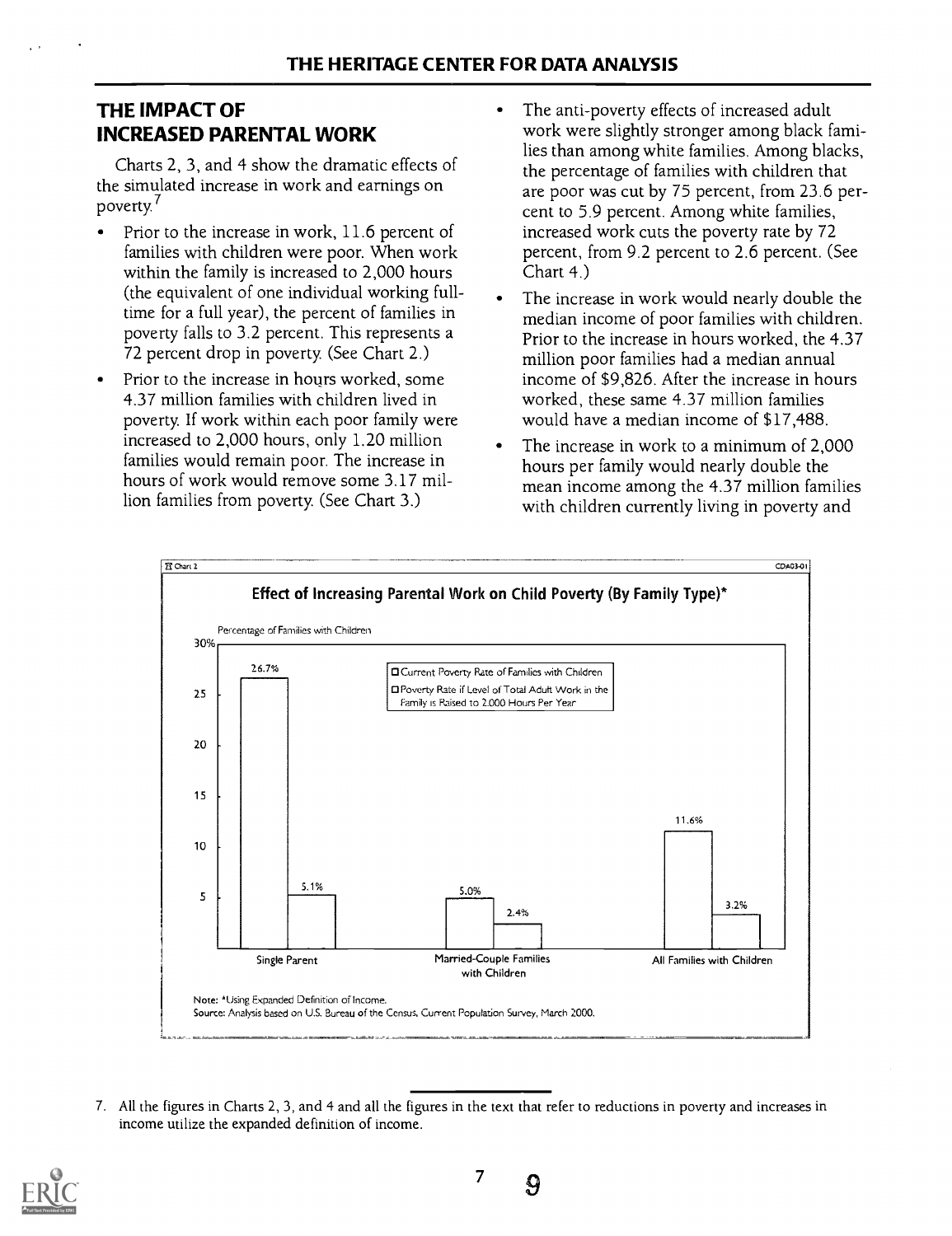## THE IMPACT OF INCREASED PARENTAL WORK

Charts 2, 3, and 4 show the dramatic effects of the simulated increase in work and earnings on poverty.[7]

- Prior to the increase in work, 11.6 percent of families with children were poor. When work within the family is increased to 2,000 hours (the equivalent of one individual working full-time for a full year), the percent of families in poverty falls to 3.2 percent. This represents a 72 percent drop in poverty. (See Chart 2.)
- Prior to the increase in hours worked, some 4.37 million families with children lived in poverty. If work within each poor family were increased to 2,000 hours, only 1.20 million families would remain poor. The increase in hours of work would remove some 3.17 million families from poverty. (See Chart 3.)
- The anti-poverty effects of increased adult work were slightly stronger among black families than among white families. Among blacks, the percentage of families with children that are poor was cut by 75 percent, from 23.6 percent to 5.9 percent. Among white families, increased work cuts the poverty rate by 72 percent, from 9.2 percent to 2.6 percent. (See Chart 4.)
- The increase in work would nearly double the median income of poor families with children. Prior to the increase in hours worked, the 4.37 million poor families had a median annual income of $9,826. After the increase in hours worked, these same 4.37 million families would have a median income of $17,488.
- The increase in work to a minimum of 2,000 hours per family would nearly double the mean income among the 4.37 million families with children currently living in poverty and

Chart 2 CDA03-01

**Effect of Increasing Parental Work on Child Poverty (By Family Type)***

Percentage of Families with Children

| | Current Poverty Rate of Families with Children | Poverty Rate if Level of Total Adult Work in the Family is Raised to 2,000 Hours Per Year |
|---|---|---|
| Single Parent | 26.7% | 5.1% |
| Married-Couple Families with Children | 5.0% | 2.4% |
| All Families with Children | 11.6% | 3.2% |

Note: *Using Expanded Definition of Income.
Source: Analysis based on U.S. Bureau of the Census, Current Population Survey, March 2000.

7. All the figures in Charts 2, 3, and 4 and all the figures in the text that refer to reductions in poverty and increases in income utilize the expanded definition of income.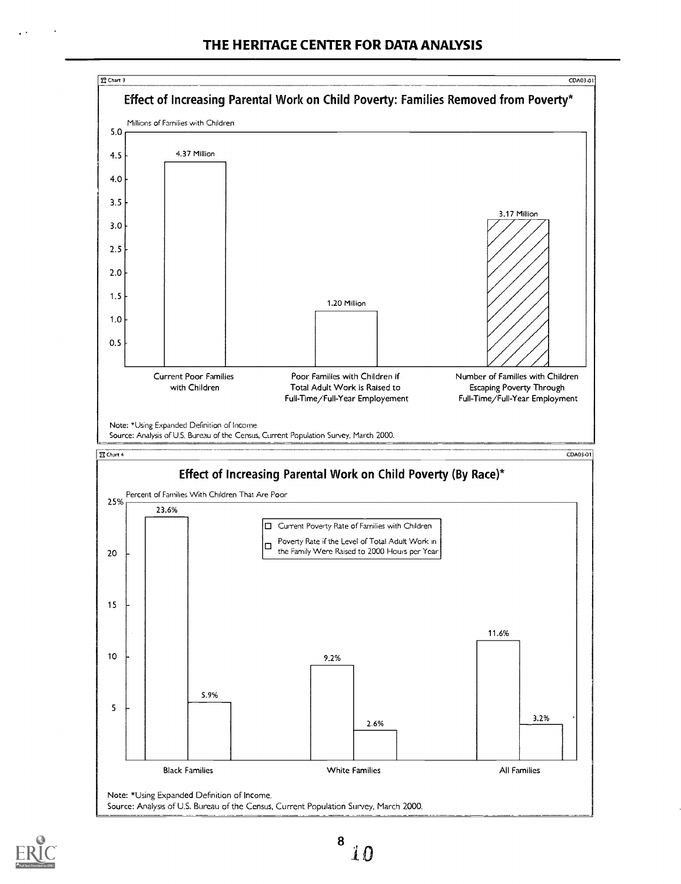Chart 3 — CDA03-01

### Effect of Increasing Parental Work on Child Poverty: Families Removed from Poverty*

Millions of Families with Children

| | Millions |
| --- | --- |
| Current Poor Families with Children | 4.37 Million |
| Poor Families with Children if Total Adult Work is Raised to Full-Time/Full-Year Employement | 1.20 Million |
| Number of Families with Children Escaping Poverty Through Full-Time/Full-Year Employment | 3.17 Million |

Note: *Using Expanded Definition of Income

Source: Analysis of U.S. Bureau of the Census, Current Population Survey, March 2000.

Chart 4 — CDA03-01

### Effect of Increasing Parental Work on Child Poverty (By Race)*

Percent of Families With Children That Are Poor

| | Current Poverty Rate of Families with Children | Poverty Rate if the Level of Total Adult Work in the Family Were Raised to 2000 Hours per Year |
| --- | --- | --- |
| Black Families | 23.6% | 5.9% |
| White Families | 9.2% | 2.6% |
| All Families | 11.6% | 3.2% |

Note: *Using Expanded Definition of Income.

Source: Analysis of U.S. Bureau of the Census, Current Population Survey, March 2000.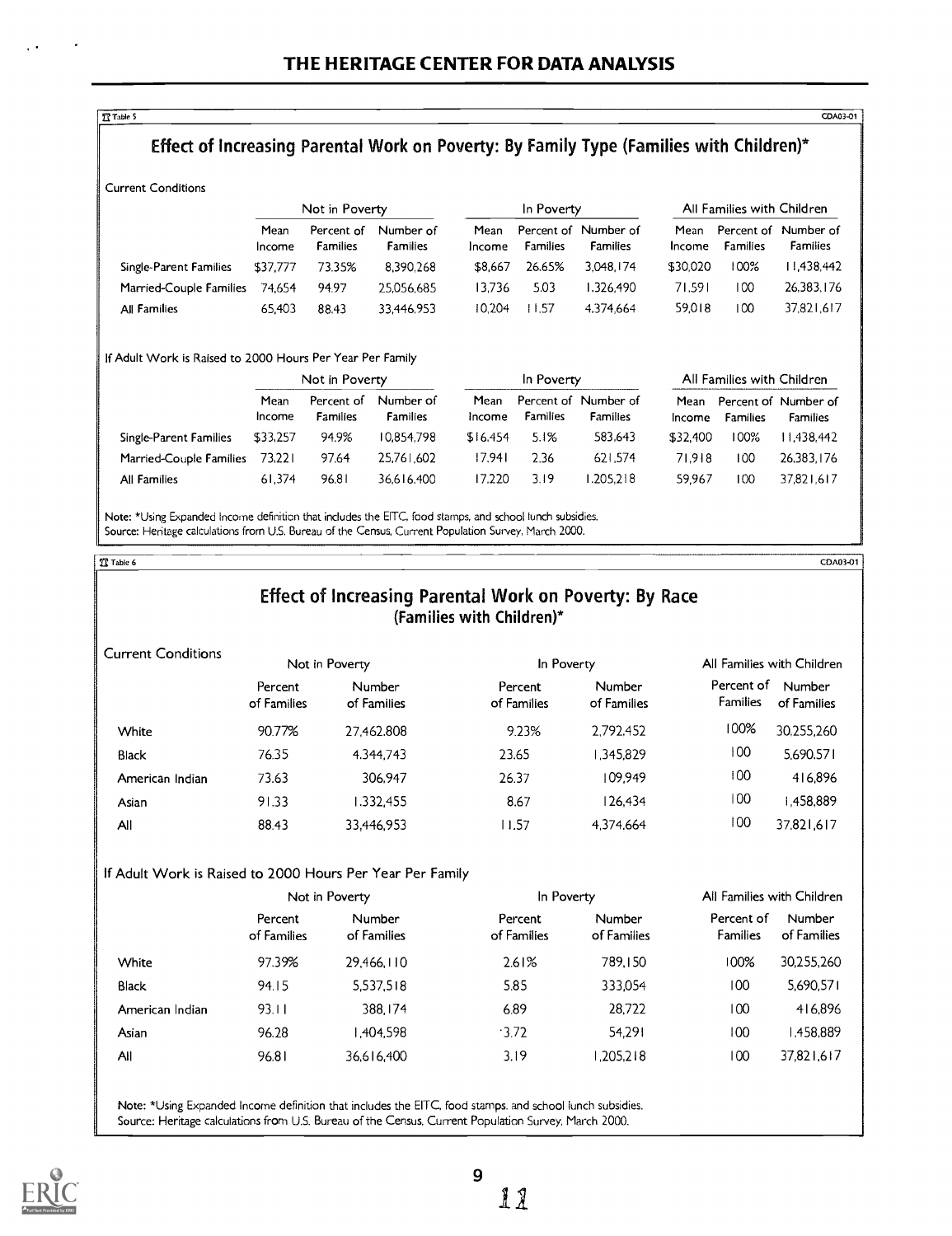Table 5

## Effect of Increasing Parental Work on Poverty: By Family Type (Families with Children)*

Current Conditions

| | Not in Poverty | | | In Poverty | | | All Families with Children | | |
|---|---|---|---|---|---|---|---|---|---|
| | Mean Income | Percent of Families | Number of Families | Mean Income | Percent of Families | Number of Families | Mean Income | Percent of Families | Number of Families |
| Single-Parent Families | $37,777 | 73.35% | 8,390,268 | $8,667 | 26.65% | 3,048,174 | $30,020 | 100% | 11,438,442 |
| Married-Couple Families | 74,654 | 94.97 | 25,056,685 | 13,736 | 5.03 | 1,326,490 | 71,591 | 100 | 26,383,176 |
| All Families | 65,403 | 88.43 | 33,446,953 | 10,204 | 11.57 | 4,374,664 | 59,018 | 100 | 37,821,617 |

If Adult Work is Raised to 2000 Hours Per Year Per Family

| | Not in Poverty | | | In Poverty | | | All Families with Children | | |
|---|---|---|---|---|---|---|---|---|---|
| | Mean Income | Percent of Families | Number of Families | Mean Income | Percent of Families | Number of Families | Mean Income | Percent of Families | Number of Families |
| Single-Parent Families | $33,257 | 94.9% | 10,854,798 | $16,454 | 5.1% | 583,643 | $32,400 | 100% | 11,438,442 |
| Married-Couple Families | 73,221 | 97.64 | 25,761,602 | 17,941 | 2.36 | 621,574 | 71,918 | 100 | 26,383,176 |
| All Families | 61,374 | 96.81 | 36,616,400 | 17,220 | 3.19 | 1,205,218 | 59,967 | 100 | 37,821,617 |

Note: *Using Expanded Income definition that includes the EITC, food stamps, and school lunch subsidies.
Source: Heritage calculations from U.S. Bureau of the Census, Current Population Survey, March 2000.

Table 6

## Effect of Increasing Parental Work on Poverty: By Race (Families with Children)*

Current Conditions

| | Not in Poverty | | In Poverty | | All Families with Children | |
|---|---|---|---|---|---|---|
| | Percent of Families | Number of Families | Percent of Families | Number of Families | Percent of Families | Number of Families |
| White | 90.77% | 27,462,808 | 9.23% | 2,792,452 | 100% | 30,255,260 |
| Black | 76.35 | 4,344,743 | 23.65 | 1,345,829 | 100 | 5,690,571 |
| American Indian | 73.63 | 306,947 | 26.37 | 109,949 | 100 | 416,896 |
| Asian | 91.33 | 1,332,455 | 8.67 | 126,434 | 100 | 1,458,889 |
| All | 88.43 | 33,446,953 | 11.57 | 4,374,664 | 100 | 37,821,617 |

If Adult Work is Raised to 2000 Hours Per Year Per Family

| | Not in Poverty | | In Poverty | | All Families with Children | |
|---|---|---|---|---|---|---|
| | Percent of Families | Number of Families | Percent of Families | Number of Families | Percent of Families | Number of Families |
| White | 97.39% | 29,466,110 | 2.61% | 789,150 | 100% | 30,255,260 |
| Black | 94.15 | 5,537,518 | 5.85 | 333,054 | 100 | 5,690,571 |
| American Indian | 93.11 | 388,174 | 6.89 | 28,722 | 100 | 416,896 |
| Asian | 96.28 | 1,404,598 | 3.72 | 54,291 | 100 | 1,458,889 |
| All | 96.81 | 36,616,400 | 3.19 | 1,205,218 | 100 | 37,821,617 |

Note: *Using Expanded Income definition that includes the EITC, food stamps, and school lunch subsidies.
Source: Heritage calculations from U.S. Bureau of the Census, Current Population Survey, March 2000.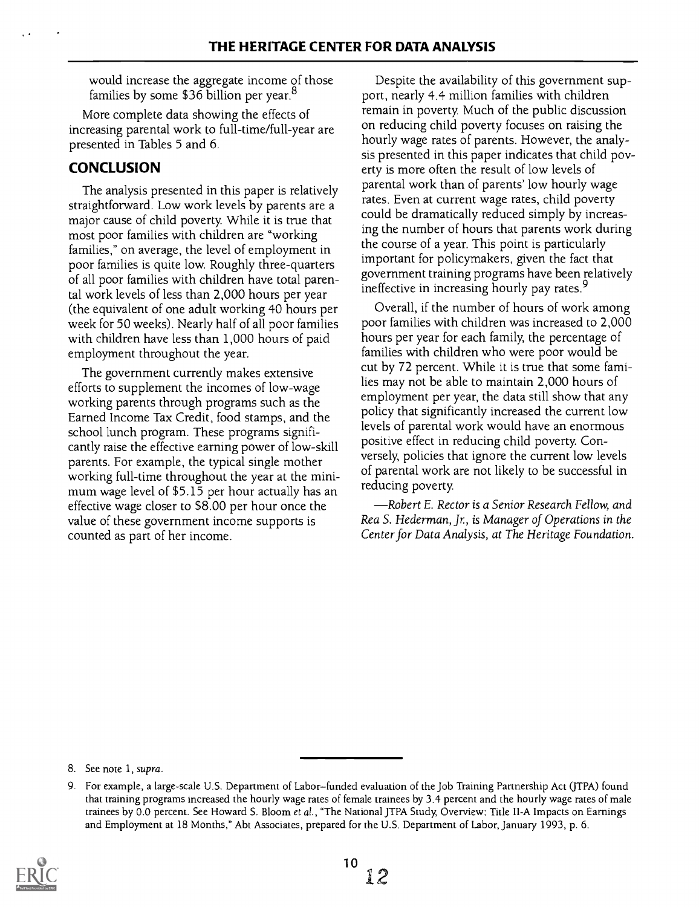would increase the aggregate income of those families by some $36 billion per year.[8]

More complete data showing the effects of increasing parental work to full-time/full-year are presented in Tables 5 and 6.

## CONCLUSION

The analysis presented in this paper is relatively straightforward. Low work levels by parents are a major cause of child poverty. While it is true that most poor families with children are "working families," on average, the level of employment in poor families is quite low. Roughly three-quarters of all poor families with children have total parental work levels of less than 2,000 hours per year (the equivalent of one adult working 40 hours per week for 50 weeks). Nearly half of all poor families with children have less than 1,000 hours of paid employment throughout the year.

The government currently makes extensive efforts to supplement the incomes of low-wage working parents through programs such as the Earned Income Tax Credit, food stamps, and the school lunch program. These programs significantly raise the effective earning power of low-skill parents. For example, the typical single mother working full-time throughout the year at the minimum wage level of $5.15 per hour actually has an effective wage closer to $8.00 per hour once the value of these government income supports is counted as part of her income.

Despite the availability of this government support, nearly 4.4 million families with children remain in poverty. Much of the public discussion on reducing child poverty focuses on raising the hourly wage rates of parents. However, the analysis presented in this paper indicates that child poverty is more often the result of low levels of parental work than of parents' low hourly wage rates. Even at current wage rates, child poverty could be dramatically reduced simply by increasing the number of hours that parents work during the course of a year. This point is particularly important for policymakers, given the fact that government training programs have been relatively ineffective in increasing hourly pay rates.[9]

Overall, if the number of hours of work among poor families with children was increased to 2,000 hours per year for each family, the percentage of families with children who were poor would be cut by 72 percent. While it is true that some families may not be able to maintain 2,000 hours of employment per year, the data still show that any policy that significantly increased the current low levels of parental work would have an enormous positive effect in reducing child poverty. Conversely, policies that ignore the current low levels of parental work are not likely to be successful in reducing poverty.

*—Robert E. Rector is a Senior Research Fellow, and Rea S. Hederman, Jr., is Manager of Operations in the Center for Data Analysis, at The Heritage Foundation.*

---

8. See note 1, *supra*.

9. For example, a large-scale U.S. Department of Labor–funded evaluation of the Job Training Partnership Act (JTPA) found that training programs increased the hourly wage rates of female trainees by 3.4 percent and the hourly wage rates of male trainees by 0.0 percent. See Howard S. Bloom *et al.*, "The National JTPA Study, Overview: Title II-A Impacts on Earnings and Employment at 18 Months," Abt Associates, prepared for the U.S. Department of Labor, January 1993, p. 6.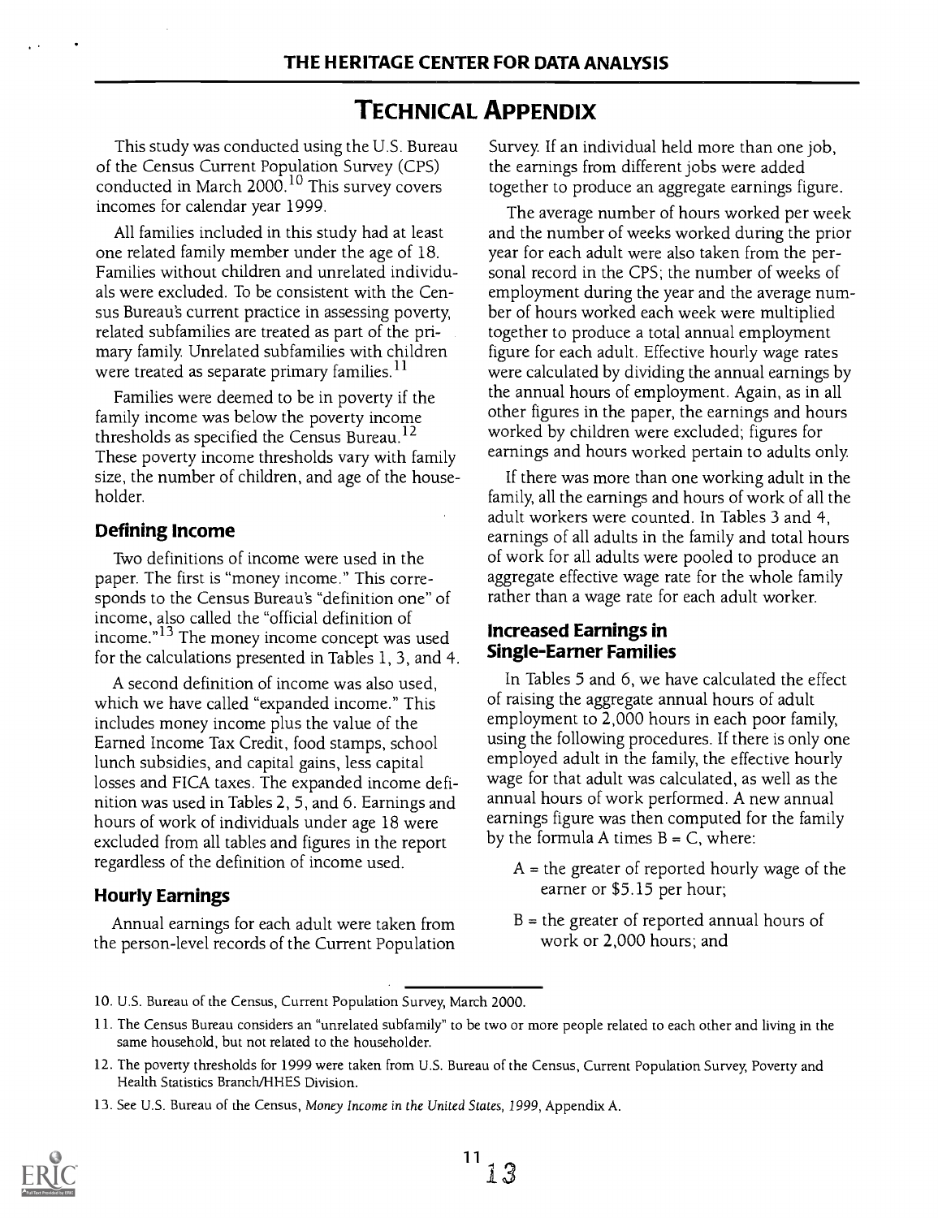# TECHNICAL APPENDIX

This study was conducted using the U.S. Bureau of the Census Current Population Survey (CPS) conducted in March 2000.[10] This survey covers incomes for calendar year 1999.

All families included in this study had at least one related family member under the age of 18. Families without children and unrelated individuals were excluded. To be consistent with the Census Bureau's current practice in assessing poverty, related subfamilies are treated as part of the primary family. Unrelated subfamilies with children were treated as separate primary families.[11]

Families were deemed to be in poverty if the family income was below the poverty income thresholds as specified the Census Bureau.[12] These poverty income thresholds vary with family size, the number of children, and age of the householder.

## Defining Income

Two definitions of income were used in the paper. The first is "money income." This corresponds to the Census Bureau's "definition one" of income, also called the "official definition of income."[13] The money income concept was used for the calculations presented in Tables 1, 3, and 4.

A second definition of income was also used, which we have called "expanded income." This includes money income plus the value of the Earned Income Tax Credit, food stamps, school lunch subsidies, and capital gains, less capital losses and FICA taxes. The expanded income definition was used in Tables 2, 5, and 6. Earnings and hours of work of individuals under age 18 were excluded from all tables and figures in the report regardless of the definition of income used.

## Hourly Earnings

Annual earnings for each adult were taken from the person-level records of the Current Population Survey. If an individual held more than one job, the earnings from different jobs were added together to produce an aggregate earnings figure.

The average number of hours worked per week and the number of weeks worked during the prior year for each adult were also taken from the personal record in the CPS; the number of weeks of employment during the year and the average number of hours worked each week were multiplied together to produce a total annual employment figure for each adult. Effective hourly wage rates were calculated by dividing the annual earnings by the annual hours of employment. Again, as in all other figures in the paper, the earnings and hours worked by children were excluded; figures for earnings and hours worked pertain to adults only.

If there was more than one working adult in the family, all the earnings and hours of work of all the adult workers were counted. In Tables 3 and 4, earnings of all adults in the family and total hours of work for all adults were pooled to produce an aggregate effective wage rate for the whole family rather than a wage rate for each adult worker.

## Increased Earnings in Single-Earner Families

In Tables 5 and 6, we have calculated the effect of raising the aggregate annual hours of adult employment to 2,000 hours in each poor family, using the following procedures. If there is only one employed adult in the family, the effective hourly wage for that adult was calculated, as well as the annual hours of work performed. A new annual earnings figure was then computed for the family by the formula A times B = C, where:

- A = the greater of reported hourly wage of the earner or $5.15 per hour;
- B = the greater of reported annual hours of work or 2,000 hours; and

---

10. U.S. Bureau of the Census, Current Population Survey, March 2000.

11. The Census Bureau considers an "unrelated subfamily" to be two or more people related to each other and living in the same household, but not related to the householder.

12. The poverty thresholds for 1999 were taken from U.S. Bureau of the Census, Current Population Survey, Poverty and Health Statistics Branch/HHES Division.

13. See U.S. Bureau of the Census, *Money Income in the United States, 1999*, Appendix A.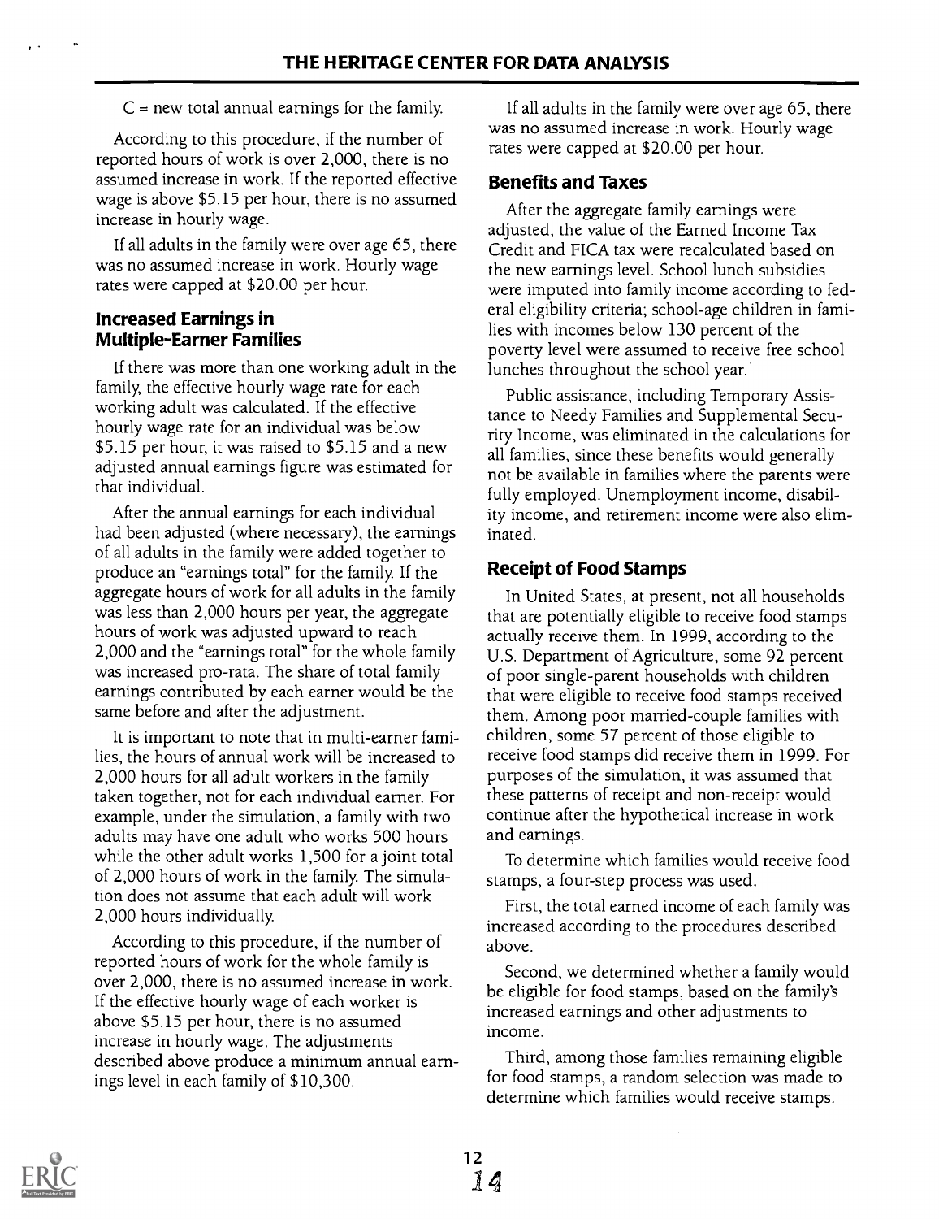C = new total annual earnings for the family.

According to this procedure, if the number of reported hours of work is over 2,000, there is no assumed increase in work. If the reported effective wage is above $5.15 per hour, there is no assumed increase in hourly wage.

If all adults in the family were over age 65, there was no assumed increase in work. Hourly wage rates were capped at $20.00 per hour.

### Increased Earnings in Multiple-Earner Families

If there was more than one working adult in the family, the effective hourly wage rate for each working adult was calculated. If the effective hourly wage rate for an individual was below $5.15 per hour, it was raised to $5.15 and a new adjusted annual earnings figure was estimated for that individual.

After the annual earnings for each individual had been adjusted (where necessary), the earnings of all adults in the family were added together to produce an "earnings total" for the family. If the aggregate hours of work for all adults in the family was less than 2,000 hours per year, the aggregate hours of work was adjusted upward to reach 2,000 and the "earnings total" for the whole family was increased pro-rata. The share of total family earnings contributed by each earner would be the same before and after the adjustment.

It is important to note that in multi-earner families, the hours of annual work will be increased to 2,000 hours for all adult workers in the family taken together, not for each individual earner. For example, under the simulation, a family with two adults may have one adult who works 500 hours while the other adult works 1,500 for a joint total of 2,000 hours of work in the family. The simulation does not assume that each adult will work 2,000 hours individually.

According to this procedure, if the number of reported hours of work for the whole family is over 2,000, there is no assumed increase in work. If the effective hourly wage of each worker is above $5.15 per hour, there is no assumed increase in hourly wage. The adjustments described above produce a minimum annual earnings level in each family of $10,300.

If all adults in the family were over age 65, there was no assumed increase in work. Hourly wage rates were capped at $20.00 per hour.

### Benefits and Taxes

After the aggregate family earnings were adjusted, the value of the Earned Income Tax Credit and FICA tax were recalculated based on the new earnings level. School lunch subsidies were imputed into family income according to federal eligibility criteria; school-age children in families with incomes below 130 percent of the poverty level were assumed to receive free school lunches throughout the school year.

Public assistance, including Temporary Assistance to Needy Families and Supplemental Security Income, was eliminated in the calculations for all families, since these benefits would generally not be available in families where the parents were fully employed. Unemployment income, disability income, and retirement income were also eliminated.

### Receipt of Food Stamps

In United States, at present, not all households that are potentially eligible to receive food stamps actually receive them. In 1999, according to the U.S. Department of Agriculture, some 92 percent of poor single-parent households with children that were eligible to receive food stamps received them. Among poor married-couple families with children, some 57 percent of those eligible to receive food stamps did receive them in 1999. For purposes of the simulation, it was assumed that these patterns of receipt and non-receipt would continue after the hypothetical increase in work and earnings.

To determine which families would receive food stamps, a four-step process was used.

First, the total earned income of each family was increased according to the procedures described above.

Second, we determined whether a family would be eligible for food stamps, based on the family's increased earnings and other adjustments to income.

Third, among those families remaining eligible for food stamps, a random selection was made to determine which families would receive stamps.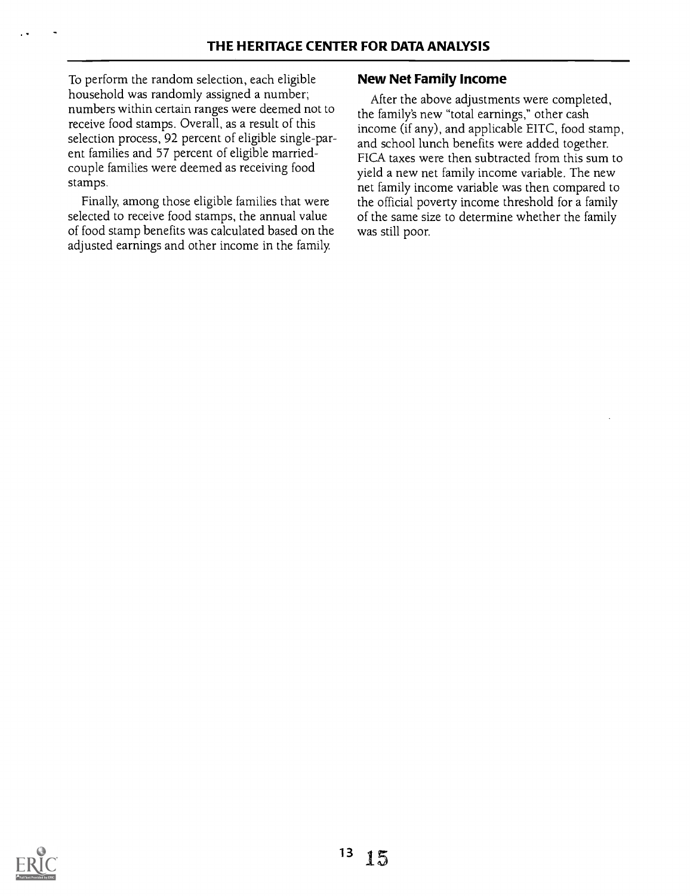To perform the random selection, each eligible household was randomly assigned a number; numbers within certain ranges were deemed not to receive food stamps. Overall, as a result of this selection process, 92 percent of eligible single-parent families and 57 percent of eligible married-couple families were deemed as receiving food stamps.

Finally, among those eligible families that were selected to receive food stamps, the annual value of food stamp benefits was calculated based on the adjusted earnings and other income in the family.

### New Net Family Income

After the above adjustments were completed, the family's new "total earnings," other cash income (if any), and applicable EITC, food stamp, and school lunch benefits were added together. FICA taxes were then subtracted from this sum to yield a new net family income variable. The new net family income variable was then compared to the official poverty income threshold for a family of the same size to determine whether the family was still poor.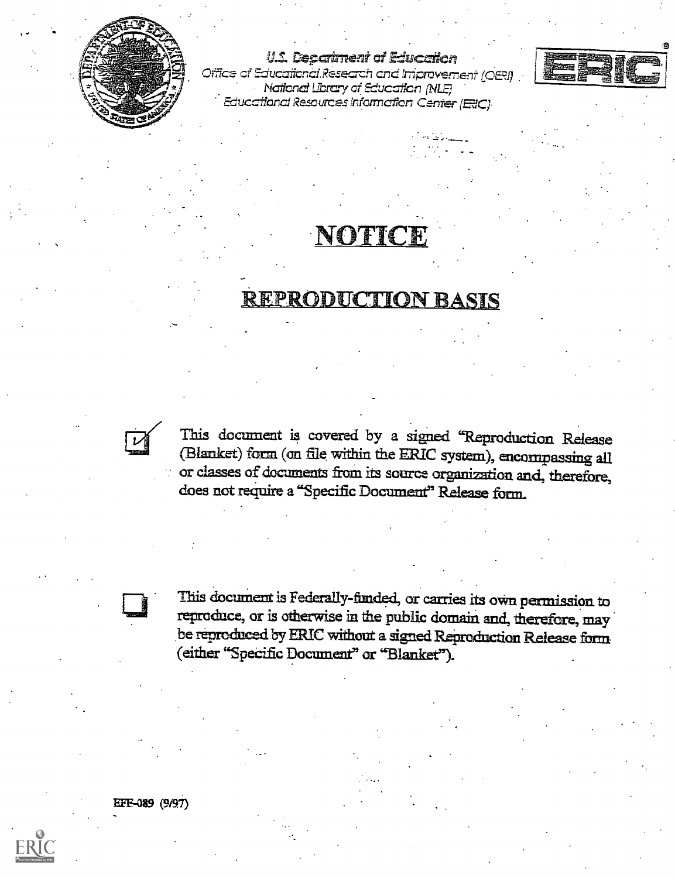U.S. Department of Education
Office of Educational Research and Improvement (OERI)
National Library of Education (NLE)
Educational Resources Information Center (ERIC)

# NOTICE

## REPRODUCTION BASIS

- [x] This document is covered by a signed "Reproduction Release (Blanket) form (on file within the ERIC system), encompassing all or classes of documents from its source organization and, therefore, does not require a "Specific Document" Release form.

- [ ] This document is Federally-funded, or carries its own permission to reproduce, or is otherwise in the public domain and, therefore, may be reproduced by ERIC without a signed Reproduction Release form (either "Specific Document" or "Blanket").

EFF-089 (9/97)